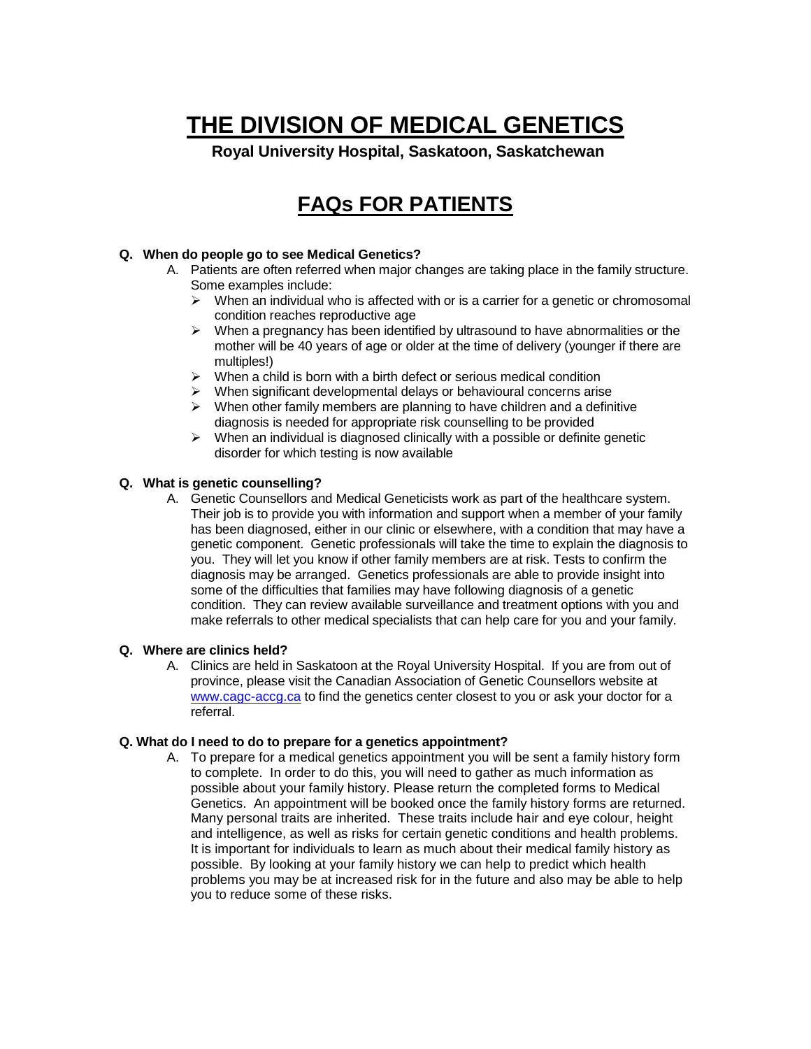# THE DIVISION OF MEDICAL GENETICS

**Royal University Hospital, Saskatoon, Saskatchewan**

## FAQs FOR PATIENTS

**Q. When do people go to see Medical Genetics?**

A. Patients are often referred when major changes are taking place in the family structure. Some examples include:

- When an individual who is affected with or is a carrier for a genetic or chromosomal condition reaches reproductive age
- When a pregnancy has been identified by ultrasound to have abnormalities or the mother will be 40 years of age or older at the time of delivery (younger if there are multiples!)
- When a child is born with a birth defect or serious medical condition
- When significant developmental delays or behavioural concerns arise
- When other family members are planning to have children and a definitive diagnosis is needed for appropriate risk counselling to be provided
- When an individual is diagnosed clinically with a possible or definite genetic disorder for which testing is now available

**Q. What is genetic counselling?**

A. Genetic Counsellors and Medical Geneticists work as part of the healthcare system. Their job is to provide you with information and support when a member of your family has been diagnosed, either in our clinic or elsewhere, with a condition that may have a genetic component. Genetic professionals will take the time to explain the diagnosis to you. They will let you know if other family members are at risk. Tests to confirm the diagnosis may be arranged. Genetics professionals are able to provide insight into some of the difficulties that families may have following diagnosis of a genetic condition. They can review available surveillance and treatment options with you and make referrals to other medical specialists that can help care for you and your family.

**Q. Where are clinics held?**

A. Clinics are held in Saskatoon at the Royal University Hospital. If you are from out of province, please visit the Canadian Association of Genetic Counsellors website at www.cagc-accg.ca to find the genetics center closest to you or ask your doctor for a referral.

**Q. What do I need to do to prepare for a genetics appointment?**

A. To prepare for a medical genetics appointment you will be sent a family history form to complete. In order to do this, you will need to gather as much information as possible about your family history. Please return the completed forms to Medical Genetics. An appointment will be booked once the family history forms are returned. Many personal traits are inherited. These traits include hair and eye colour, height and intelligence, as well as risks for certain genetic conditions and health problems. It is important for individuals to learn as much about their medical family history as possible. By looking at your family history we can help to predict which health problems you may be at increased risk for in the future and also may be able to help you to reduce some of these risks.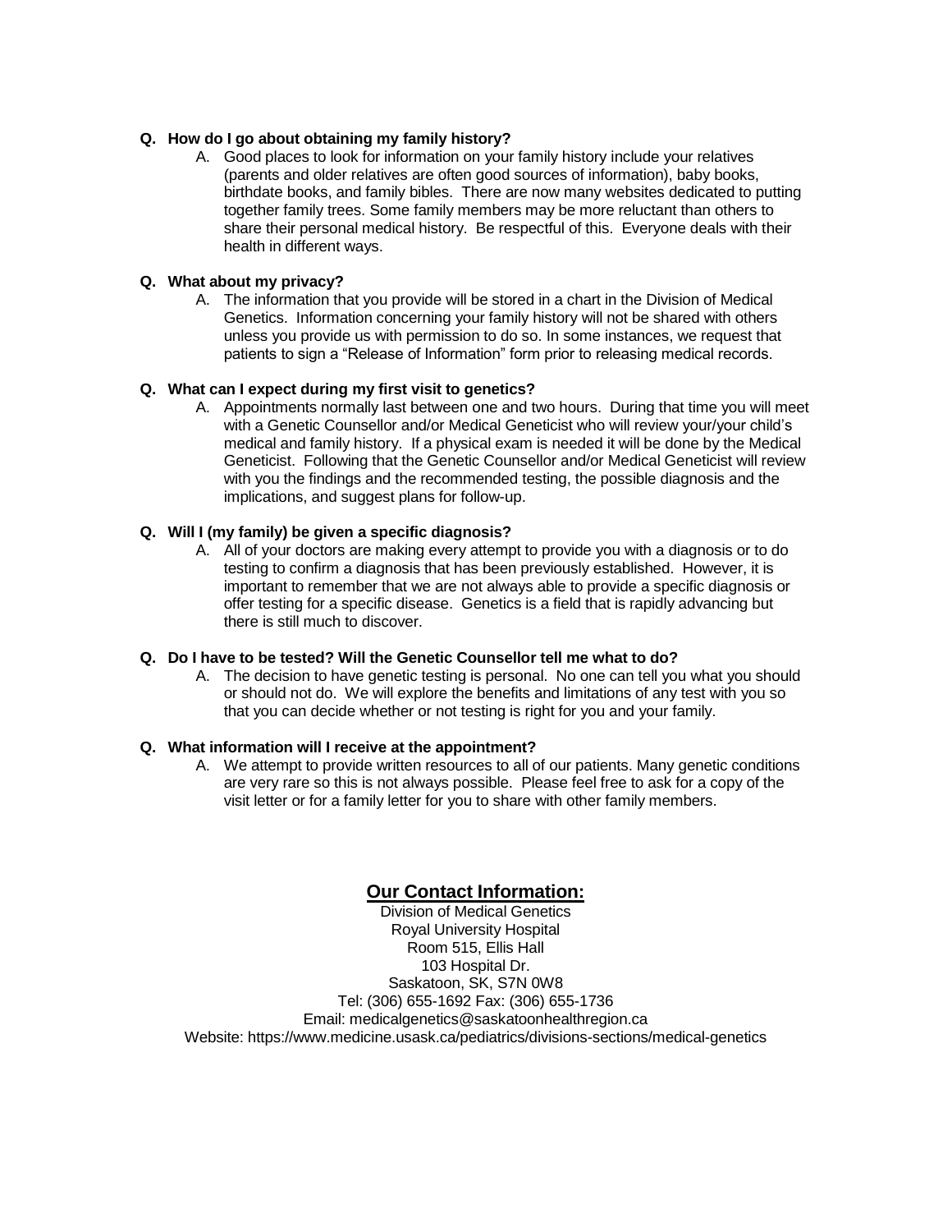**Q. How do I go about obtaining my family history?**

A. Good places to look for information on your family history include your relatives (parents and older relatives are often good sources of information), baby books, birthdate books, and family bibles. There are now many websites dedicated to putting together family trees. Some family members may be more reluctant than others to share their personal medical history. Be respectful of this. Everyone deals with their health in different ways.

**Q. What about my privacy?**

A. The information that you provide will be stored in a chart in the Division of Medical Genetics. Information concerning your family history will not be shared with others unless you provide us with permission to do so. In some instances, we request that patients to sign a "Release of Information" form prior to releasing medical records.

**Q. What can I expect during my first visit to genetics?**

A. Appointments normally last between one and two hours. During that time you will meet with a Genetic Counsellor and/or Medical Geneticist who will review your/your child's medical and family history. If a physical exam is needed it will be done by the Medical Geneticist. Following that the Genetic Counsellor and/or Medical Geneticist will review with you the findings and the recommended testing, the possible diagnosis and the implications, and suggest plans for follow-up.

**Q. Will I (my family) be given a specific diagnosis?**

A. All of your doctors are making every attempt to provide you with a diagnosis or to do testing to confirm a diagnosis that has been previously established. However, it is important to remember that we are not always able to provide a specific diagnosis or offer testing for a specific disease. Genetics is a field that is rapidly advancing but there is still much to discover.

**Q. Do I have to be tested? Will the Genetic Counsellor tell me what to do?**

A. The decision to have genetic testing is personal. No one can tell you what you should or should not do. We will explore the benefits and limitations of any test with you so that you can decide whether or not testing is right for you and your family.

**Q. What information will I receive at the appointment?**

A. We attempt to provide written resources to all of our patients. Many genetic conditions are very rare so this is not always possible. Please feel free to ask for a copy of the visit letter or for a family letter for you to share with other family members.

## Our Contact Information:

Division of Medical Genetics
Royal University Hospital
Room 515, Ellis Hall
103 Hospital Dr.
Saskatoon, SK, S7N 0W8
Tel: (306) 655-1692 Fax: (306) 655-1736
Email: medicalgenetics@saskatoonhealthregion.ca
Website: https://www.medicine.usask.ca/pediatrics/divisions-sections/medical-genetics